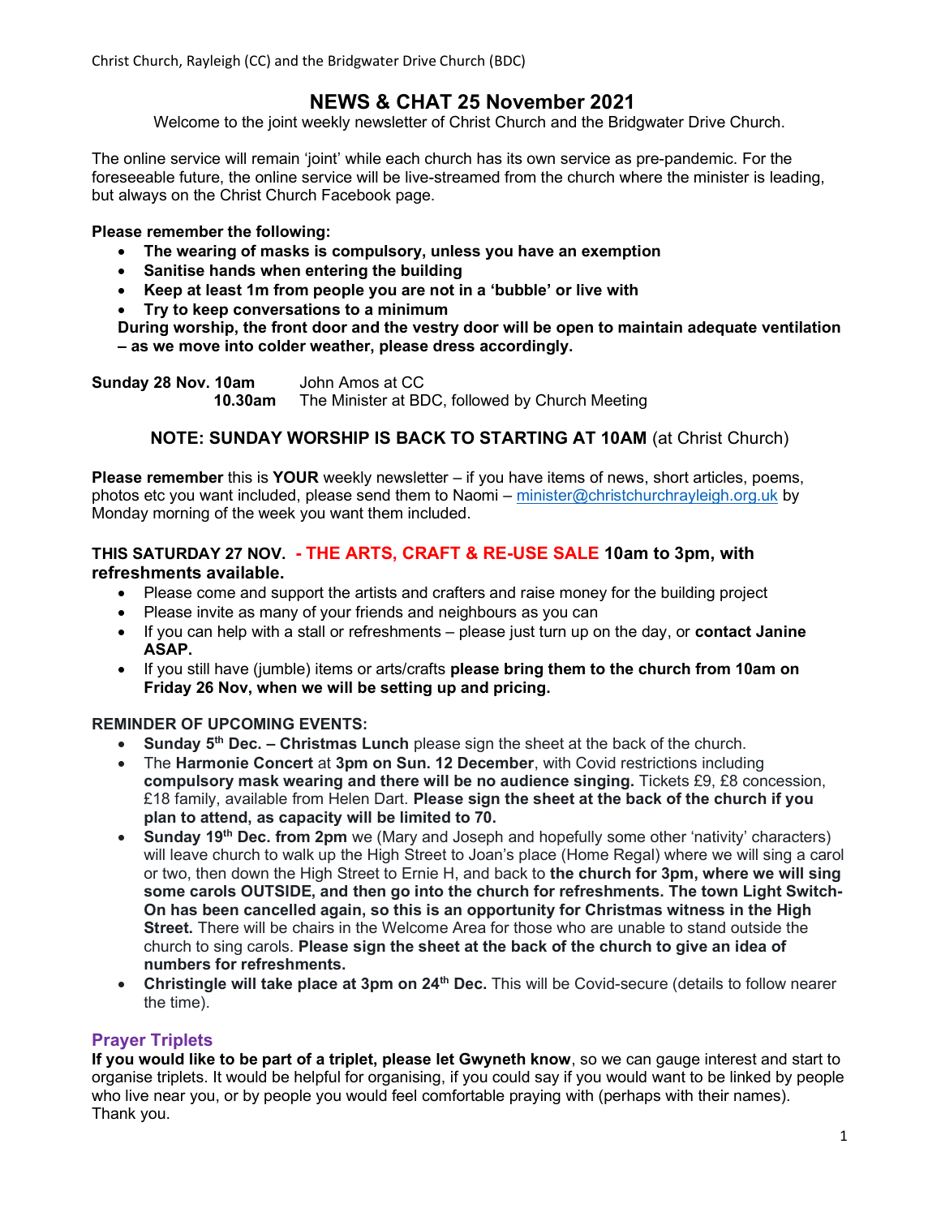# NEWS & CHAT 25 November 2021

Welcome to the joint weekly newsletter of Christ Church and the Bridgwater Drive Church.

The online service will remain 'joint' while each church has its own service as pre-pandemic. For the foreseeable future, the online service will be live-streamed from the church where the minister is leading, but always on the Christ Church Facebook page.

**Please remember the following:**

- **The wearing of masks is compulsory, unless you have an exemption**
- **Sanitise hands when entering the building**
- **Keep at least 1m from people you are not in a 'bubble' or live with**
- **Try to keep conversations to a minimum**

**During worship, the front door and the vestry door will be open to maintain adequate ventilation – as we move into colder weather, please dress accordingly.**

**Sunday 28 Nov. 10am** John Amos at CC
**10.30am** The Minister at BDC, followed by Church Meeting

**NOTE: SUNDAY WORSHIP IS BACK TO STARTING AT 10AM** (at Christ Church)

**Please remember** this is **YOUR** weekly newsletter – if you have items of news, short articles, poems, photos etc you want included, please send them to Naomi – minister@christchurchrayleigh.org.uk by Monday morning of the week you want them included.

**THIS SATURDAY 27 NOV. - THE ARTS, CRAFT & RE-USE SALE 10am to 3pm, with refreshments available.**

- Please come and support the artists and crafters and raise money for the building project
- Please invite as many of your friends and neighbours as you can
- If you can help with a stall or refreshments – please just turn up on the day, or **contact Janine ASAP.**
- If you still have (jumble) items or arts/crafts **please bring them to the church from 10am on Friday 26 Nov, when we will be setting up and pricing.**

**REMINDER OF UPCOMING EVENTS:**

- **Sunday 5th Dec. – Christmas Lunch** please sign the sheet at the back of the church.
- The **Harmonie Concert** at **3pm on Sun. 12 December**, with Covid restrictions including **compulsory mask wearing and there will be no audience singing.** Tickets £9, £8 concession, £18 family, available from Helen Dart. **Please sign the sheet at the back of the church if you plan to attend, as capacity will be limited to 70.**
- **Sunday 19th Dec. from 2pm** we (Mary and Joseph and hopefully some other 'nativity' characters) will leave church to walk up the High Street to Joan's place (Home Regal) where we will sing a carol or two, then down the High Street to Ernie H, and back to **the church for 3pm, where we will sing some carols OUTSIDE, and then go into the church for refreshments. The town Light Switch-On has been cancelled again, so this is an opportunity for Christmas witness in the High Street.** There will be chairs in the Welcome Area for those who are unable to stand outside the church to sing carols. **Please sign the sheet at the back of the church to give an idea of numbers for refreshments.**
- **Christingle will take place at 3pm on 24th Dec.** This will be Covid-secure (details to follow nearer the time).

## Prayer Triplets

**If you would like to be part of a triplet, please let Gwyneth know**, so we can gauge interest and start to organise triplets. It would be helpful for organising, if you could say if you would want to be linked by people who live near you, or by people you would feel comfortable praying with (perhaps with their names). Thank you.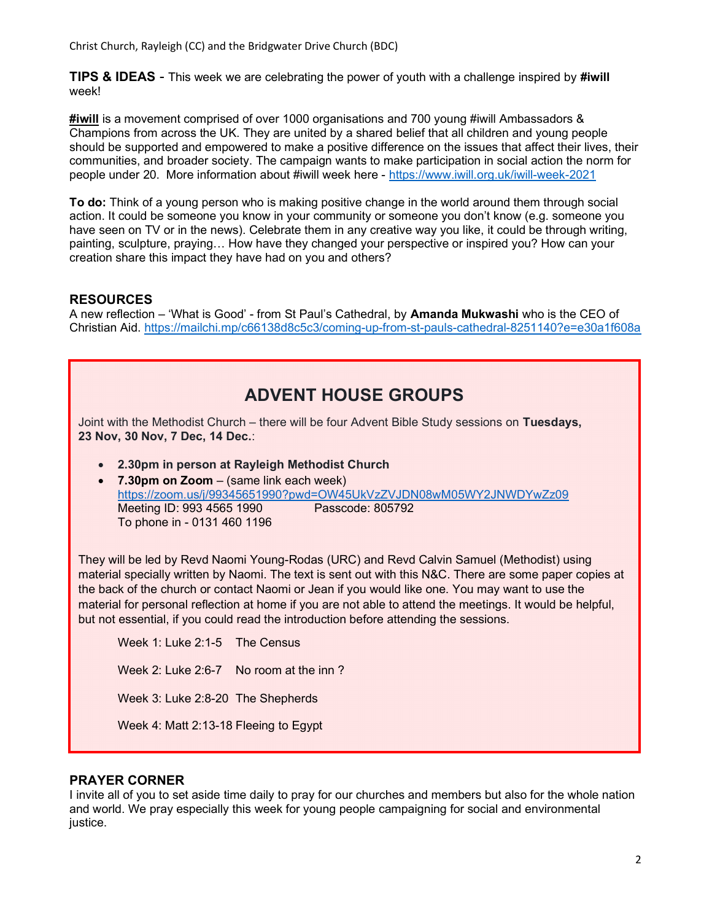**TIPS & IDEAS** - This week we are celebrating the power of youth with a challenge inspired by **#iwill** week!

**#iwill** is a movement comprised of over 1000 organisations and 700 young #iwill Ambassadors & Champions from across the UK. They are united by a shared belief that all children and young people should be supported and empowered to make a positive difference on the issues that affect their lives, their communities, and broader society. The campaign wants to make participation in social action the norm for people under 20. More information about #iwill week here - https://www.iwill.org.uk/iwill-week-2021

**To do:** Think of a young person who is making positive change in the world around them through social action. It could be someone you know in your community or someone you don't know (e.g. someone you have seen on TV or in the news). Celebrate them in any creative way you like, it could be through writing, painting, sculpture, praying… How have they changed your perspective or inspired you? How can your creation share this impact they have had on you and others?

## RESOURCES

A new reflection – 'What is Good' - from St Paul's Cathedral, by **Amanda Mukwashi** who is the CEO of Christian Aid. https://mailchi.mp/c66138d8c5c3/coming-up-from-st-pauls-cathedral-8251140?e=e30a1f608a

## ADVENT HOUSE GROUPS

Joint with the Methodist Church – there will be four Advent Bible Study sessions on **Tuesdays, 23 Nov, 30 Nov, 7 Dec, 14 Dec.**:

- **2.30pm in person at Rayleigh Methodist Church**
- **7.30pm on Zoom** – (same link each week)
  https://zoom.us/j/99345651990?pwd=OW45UkVzZVJDN08wM05WY2JNWDYwZz09
  Meeting ID: 993 4565 1990 Passcode: 805792
  To phone in - 0131 460 1196

They will be led by Revd Naomi Young-Rodas (URC) and Revd Calvin Samuel (Methodist) using material specially written by Naomi. The text is sent out with this N&C. There are some paper copies at the back of the church or contact Naomi or Jean if you would like one. You may want to use the material for personal reflection at home if you are not able to attend the meetings. It would be helpful, but not essential, if you could read the introduction before attending the sessions.

Week 1: Luke 2:1-5 The Census

Week 2: Luke 2:6-7 No room at the inn ?

Week 3: Luke 2:8-20 The Shepherds

Week 4: Matt 2:13-18 Fleeing to Egypt

## PRAYER CORNER

I invite all of you to set aside time daily to pray for our churches and members but also for the whole nation and world. We pray especially this week for young people campaigning for social and environmental justice.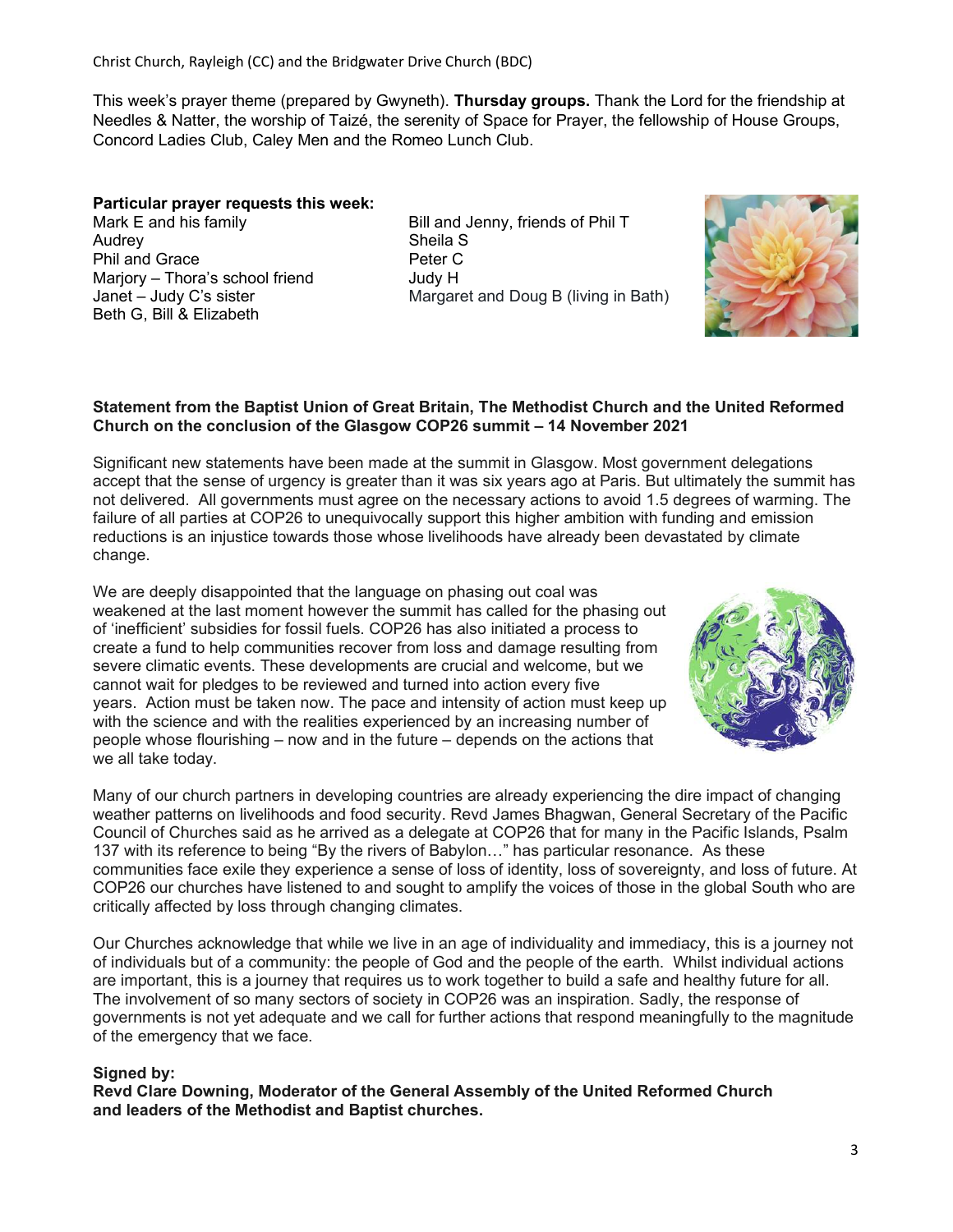This week's prayer theme (prepared by Gwyneth). **Thursday groups.** Thank the Lord for the friendship at Needles & Natter, the worship of Taizé, the serenity of Space for Prayer, the fellowship of House Groups, Concord Ladies Club, Caley Men and the Romeo Lunch Club.

**Particular prayer requests this week:**

Mark E and his family
Audrey
Phil and Grace
Marjory – Thora's school friend
Janet – Judy C's sister
Beth G, Bill & Elizabeth
Bill and Jenny, friends of Phil T
Sheila S
Peter C
Judy H
Margaret and Doug B (living in Bath)

**Statement from the Baptist Union of Great Britain, The Methodist Church and the United Reformed Church on the conclusion of the Glasgow COP26 summit – 14 November 2021**

Significant new statements have been made at the summit in Glasgow. Most government delegations accept that the sense of urgency is greater than it was six years ago at Paris. But ultimately the summit has not delivered. All governments must agree on the necessary actions to avoid 1.5 degrees of warming. The failure of all parties at COP26 to unequivocally support this higher ambition with funding and emission reductions is an injustice towards those whose livelihoods have already been devastated by climate change.

We are deeply disappointed that the language on phasing out coal was weakened at the last moment however the summit has called for the phasing out of 'inefficient' subsidies for fossil fuels. COP26 has also initiated a process to create a fund to help communities recover from loss and damage resulting from severe climatic events. These developments are crucial and welcome, but we cannot wait for pledges to be reviewed and turned into action every five years. Action must be taken now. The pace and intensity of action must keep up with the science and with the realities experienced by an increasing number of people whose flourishing – now and in the future – depends on the actions that we all take today.

Many of our church partners in developing countries are already experiencing the dire impact of changing weather patterns on livelihoods and food security. Revd James Bhagwan, General Secretary of the Pacific Council of Churches said as he arrived as a delegate at COP26 that for many in the Pacific Islands, Psalm 137 with its reference to being "By the rivers of Babylon…" has particular resonance. As these communities face exile they experience a sense of loss of identity, loss of sovereignty, and loss of future. At COP26 our churches have listened to and sought to amplify the voices of those in the global South who are critically affected by loss through changing climates.

Our Churches acknowledge that while we live in an age of individuality and immediacy, this is a journey not of individuals but of a community: the people of God and the people of the earth. Whilst individual actions are important, this is a journey that requires us to work together to build a safe and healthy future for all. The involvement of so many sectors of society in COP26 was an inspiration. Sadly, the response of governments is not yet adequate and we call for further actions that respond meaningfully to the magnitude of the emergency that we face.

**Signed by:**
**Revd Clare Downing, Moderator of the General Assembly of the United Reformed Church and leaders of the Methodist and Baptist churches.**